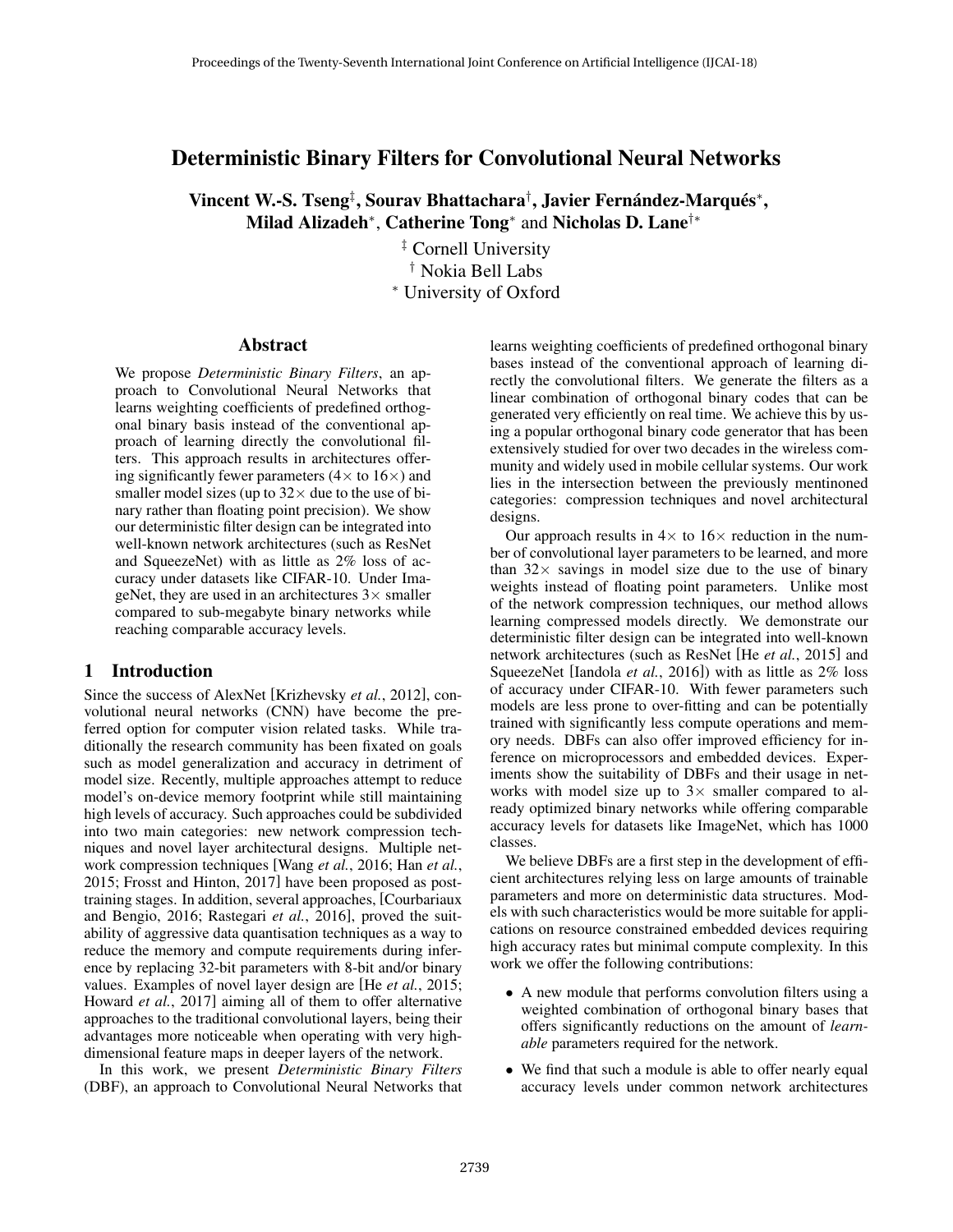# Deterministic Binary Filters for Convolutional Neural Networks

**Vincent W.-S. Tseng**[‡], **Sourav Bhattachara**[†], **Javier Fernández-Marqués**[*], **Milad Alizadeh**[*], **Catherine Tong**[*] and **Nicholas D. Lane**[†*]

[‡] Cornell University
[†] Nokia Bell Labs
[*] University of Oxford

## Abstract

We propose *Deterministic Binary Filters*, an approach to Convolutional Neural Networks that learns weighting coefficients of predefined orthogonal binary basis instead of the conventional approach of learning directly the convolutional filters. This approach results in architectures offering significantly fewer parameters (4× to 16×) and smaller model sizes (up to 32× due to the use of binary rather than floating point precision). We show our deterministic filter design can be integrated into well-known network architectures (such as ResNet and SqueezeNet) with as little as 2% loss of accuracy under datasets like CIFAR-10. Under ImageNet, they are used in an architectures 3× smaller compared to sub-megabyte binary networks while reaching comparable accuracy levels.

## 1 Introduction

Since the success of AlexNet [Krizhevsky *et al.*, 2012], convolutional neural networks (CNN) have become the preferred option for computer vision related tasks. While traditionally the research community has been fixated on goals such as model generalization and accuracy in detriment of model size. Recently, multiple approaches attempt to reduce model's on-device memory footprint while still maintaining high levels of accuracy. Such approaches could be subdivided into two main categories: new network compression techniques and novel layer architectural designs. Multiple network compression techniques [Wang *et al.*, 2016; Han *et al.*, 2015; Frosst and Hinton, 2017] have been proposed as post-training stages. In addition, several approaches, [Courbariaux and Bengio, 2016; Rastegari *et al.*, 2016], proved the suitability of aggressive data quantisation techniques as a way to reduce the memory and compute requirements during inference by replacing 32-bit parameters with 8-bit and/or binary values. Examples of novel layer design are [He *et al.*, 2015; Howard *et al.*, 2017] aiming all of them to offer alternative approaches to the traditional convolutional layers, being their advantages more noticeable when operating with very high-dimensional feature maps in deeper layers of the network.

In this work, we present *Deterministic Binary Filters* (DBF), an approach to Convolutional Neural Networks that learns weighting coefficients of predefined orthogonal binary bases instead of the conventional approach of learning directly the convolutional filters. We generate the filters as a linear combination of orthogonal binary codes that can be generated very efficiently on real time. We achieve this by using a popular orthogonal binary code generator that has been extensively studied for over two decades in the wireless community and widely used in mobile cellular systems. Our work lies in the intersection between the previously mentinoned categories: compression techniques and novel architectural designs.

Our approach results in 4× to 16× reduction in the number of convolutional layer parameters to be learned, and more than 32× savings in model size due to the use of binary weights instead of floating point parameters. Unlike most of the network compression techniques, our method allows learning compressed models directly. We demonstrate our deterministic filter design can be integrated into well-known network architectures (such as ResNet [He *et al.*, 2015] and SqueezeNet [Iandola *et al.*, 2016]) with as little as 2% loss of accuracy under CIFAR-10. With fewer parameters such models are less prone to over-fitting and can be potentially trained with significantly less compute operations and memory needs. DBFs can also offer improved efficiency for inference on microprocessors and embedded devices. Experiments show the suitability of DBFs and their usage in networks with model size up to 3× smaller compared to already optimized binary networks while offering comparable accuracy levels for datasets like ImageNet, which has 1000 classes.

We believe DBFs are a first step in the development of efficient architectures relying less on large amounts of trainable parameters and more on deterministic data structures. Models with such characteristics would be more suitable for applications on resource constrained embedded devices requiring high accuracy rates but minimal compute complexity. In this work we offer the following contributions:

- A new module that performs convolution filters using a weighted combination of orthogonal binary bases that offers significantly reductions on the amount of *learnable* parameters required for the network.
- We find that such a module is able to offer nearly equal accuracy levels under common network architectures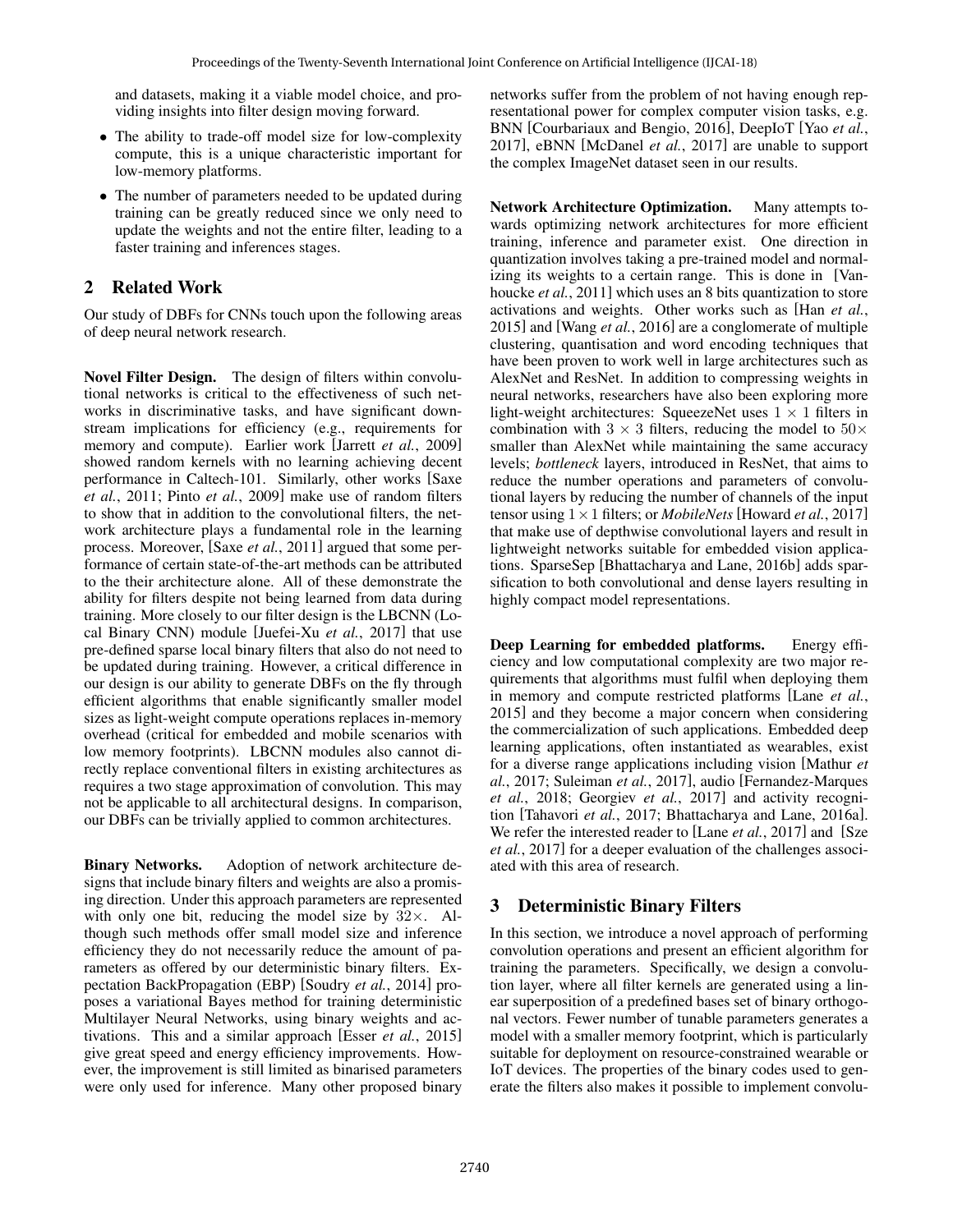and datasets, making it a viable model choice, and providing insights into filter design moving forward.

- The ability to trade-off model size for low-complexity compute, this is a unique characteristic important for low-memory platforms.
- The number of parameters needed to be updated during training can be greatly reduced since we only need to update the weights and not the entire filter, leading to a faster training and inferences stages.

## 2 Related Work

Our study of DBFs for CNNs touch upon the following areas of deep neural network research.

**Novel Filter Design.** The design of filters within convolutional networks is critical to the effectiveness of such networks in discriminative tasks, and have significant downstream implications for efficiency (e.g., requirements for memory and compute). Earlier work [Jarrett *et al.*, 2009] showed random kernels with no learning achieving decent performance in Caltech-101. Similarly, other works [Saxe *et al.*, 2011; Pinto *et al.*, 2009] make use of random filters to show that in addition to the convolutional filters, the network architecture plays a fundamental role in the learning process. Moreover, [Saxe *et al.*, 2011] argued that some performance of certain state-of-the-art methods can be attributed to the their architecture alone. All of these demonstrate the ability for filters despite not being learned from data during training. More closely to our filter design is the LBCNN (Local Binary CNN) module [Juefei-Xu *et al.*, 2017] that use pre-defined sparse local binary filters that also do not need to be updated during training. However, a critical difference in our design is our ability to generate DBFs on the fly through efficient algorithms that enable significantly smaller model sizes as light-weight compute operations replaces in-memory overhead (critical for embedded and mobile scenarios with low memory footprints). LBCNN modules also cannot directly replace conventional filters in existing architectures as requires a two stage approximation of convolution. This may not be applicable to all architectural designs. In comparison, our DBFs can be trivially applied to common architectures.

**Binary Networks.** Adoption of network architecture designs that include binary filters and weights are also a promising direction. Under this approach parameters are represented with only one bit, reducing the model size by $32\times$. Although such methods offer small model size and inference efficiency they do not necessarily reduce the amount of parameters as offered by our deterministic binary filters. Expectation BackPropagation (EBP) [Soudry *et al.*, 2014] proposes a variational Bayes method for training deterministic Multilayer Neural Networks, using binary weights and activations. This and a similar approach [Esser *et al.*, 2015] give great speed and energy efficiency improvements. However, the improvement is still limited as binarised parameters were only used for inference. Many other proposed binary networks suffer from the problem of not having enough representational power for complex computer vision tasks, e.g. BNN [Courbariaux and Bengio, 2016], DeepIoT [Yao *et al.*, 2017], eBNN [McDanel *et al.*, 2017] are unable to support the complex ImageNet dataset seen in our results.

**Network Architecture Optimization.** Many attempts towards optimizing network architectures for more efficient training, inference and parameter exist. One direction in quantization involves taking a pre-trained model and normalizing its weights to a certain range. This is done in [Vanhoucke *et al.*, 2011] which uses an 8 bits quantization to store activations and weights. Other works such as [Han *et al.*, 2015] and [Wang *et al.*, 2016] are a conglomerate of multiple clustering, quantisation and word encoding techniques that have been proven to work well in large architectures such as AlexNet and ResNet. In addition to compressing weights in neural networks, researchers have also been exploring more light-weight architectures: SqueezeNet uses $1 \times 1$ filters in combination with $3 \times 3$ filters, reducing the model to $50\times$ smaller than AlexNet while maintaining the same accuracy levels; *bottleneck* layers, introduced in ResNet, that aims to reduce the number operations and parameters of convolutional layers by reducing the number of channels of the input tensor using $1 \times 1$ filters; or *MobileNets* [Howard *et al.*, 2017] that make use of depthwise convolutional layers and result in lightweight networks suitable for embedded vision applications. SparseSep [Bhattacharya and Lane, 2016b] adds sparsification to both convolutional and dense layers resulting in highly compact model representations.

**Deep Learning for embedded platforms.** Energy efficiency and low computational complexity are two major requirements that algorithms must fulfil when deploying them in memory and compute restricted platforms [Lane *et al.*, 2015] and they become a major concern when considering the commercialization of such applications. Embedded deep learning applications, often instantiated as wearables, exist for a diverse range applications including vision [Mathur *et al.*, 2017; Suleiman *et al.*, 2017], audio [Fernandez-Marques *et al.*, 2018; Georgiev *et al.*, 2017] and activity recognition [Tahavori *et al.*, 2017; Bhattacharya and Lane, 2016a]. We refer the interested reader to [Lane *et al.*, 2017] and [Sze *et al.*, 2017] for a deeper evaluation of the challenges associated with this area of research.

## 3 Deterministic Binary Filters

In this section, we introduce a novel approach of performing convolution operations and present an efficient algorithm for training the parameters. Specifically, we design a convolution layer, where all filter kernels are generated using a linear superposition of a predefined bases set of binary orthogonal vectors. Fewer number of tunable parameters generates a model with a smaller memory footprint, which is particularly suitable for deployment on resource-constrained wearable or IoT devices. The properties of the binary codes used to generate the filters also makes it possible to implement convolu-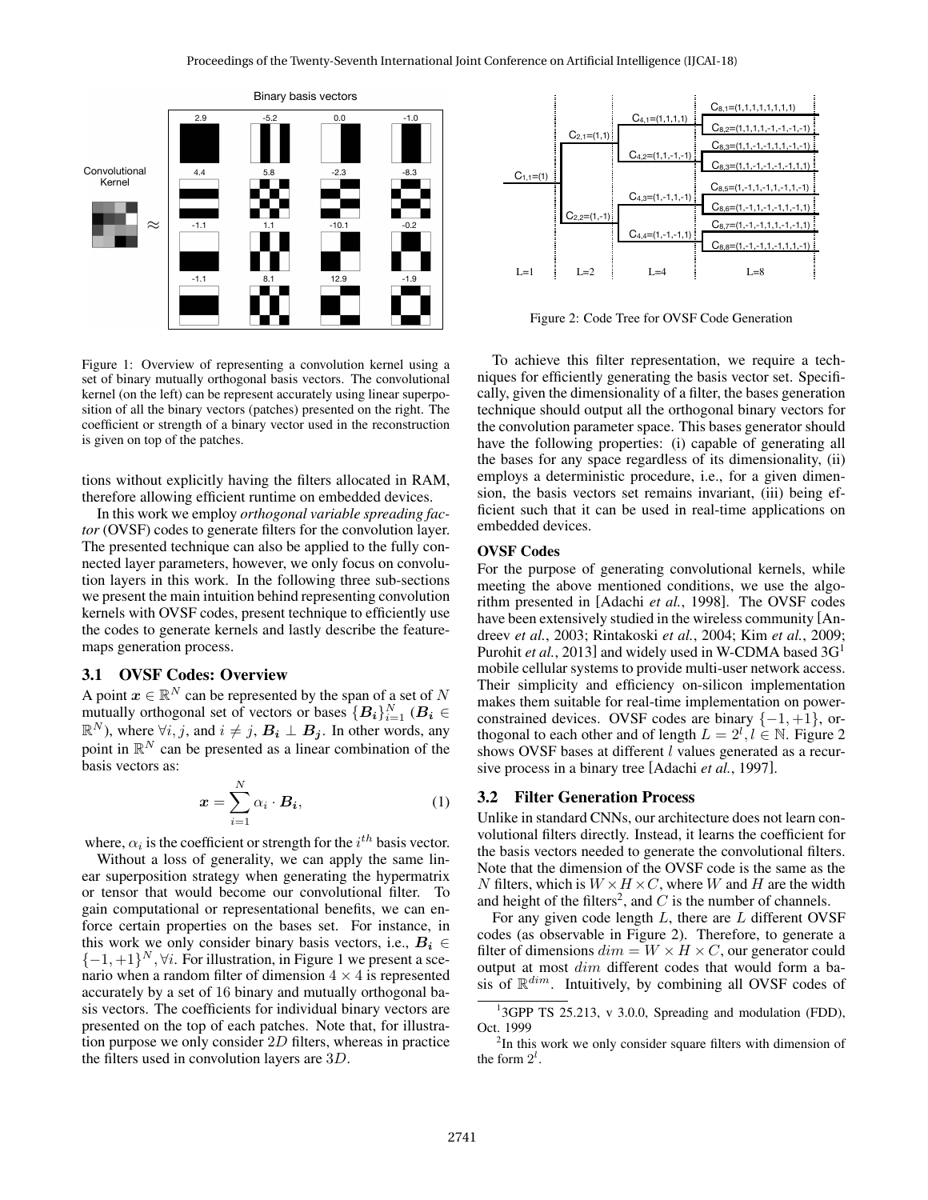Figure 1: Overview of representing a convolution kernel using a set of binary mutually orthogonal basis vectors. The convolutional kernel (on the left) can be represent accurately using linear superposition of all the binary vectors (patches) presented on the right. The coefficient or strength of a binary vector used in the reconstruction is given on top of the patches.

Figure 2: Code Tree for OVSF Code Generation

tions without explicitly having the filters allocated in RAM, therefore allowing efficient runtime on embedded devices.

In this work we employ *orthogonal variable spreading factor* (OVSF) codes to generate filters for the convolution layer. The presented technique can also be applied to the fully connected layer parameters, however, we only focus on convolution layers in this work. In the following three sub-sections we present the main intuition behind representing convolution kernels with OVSF codes, present technique to efficiently use the codes to generate kernels and lastly describe the feature-maps generation process.

### 3.1 OVSF Codes: Overview

A point $\boldsymbol{x} \in \mathbb{R}^N$ can be represented by the span of a set of $N$ mutually orthogonal set of vectors or bases $\{\boldsymbol{B_i}\}_{i=1}^{N}$ ($\boldsymbol{B_i} \in \mathbb{R}^N$), where $\forall i, j$, and $i \neq j$, $\boldsymbol{B_i} \perp \boldsymbol{B_j}$. In other words, any point in $\mathbb{R}^N$ can be presented as a linear combination of the basis vectors as:

$$\boldsymbol{x} = \sum_{i=1}^{N} \alpha_i \cdot \boldsymbol{B_i}, \tag{1}$$

where, $\alpha_i$ is the coefficient or strength for the $i^{th}$ basis vector.

Without a loss of generality, we can apply the same linear superposition strategy when generating the hypermatrix or tensor that would become our convolutional filter. To gain computational or representational benefits, we can enforce certain properties on the bases set. For instance, in this work we only consider binary basis vectors, i.e., $\boldsymbol{B_i} \in \{-1, +1\}^N, \forall i$. For illustration, in Figure 1 we present a scenario when a random filter of dimension $4 \times 4$ is represented accurately by a set of 16 binary and mutually orthogonal basis vectors. The coefficients for individual binary vectors are presented on the top of each patches. Note that, for illustration purpose we only consider $2D$ filters, whereas in practice the filters used in convolution layers are $3D$.

To achieve this filter representation, we require a techniques for efficiently generating the basis vector set. Specifically, given the dimensionality of a filter, the bases generation technique should output all the orthogonal binary vectors for the convolution parameter space. This bases generator should have the following properties: (i) capable of generating all the bases for any space regardless of its dimensionality, (ii) employs a deterministic procedure, i.e., for a given dimension, the basis vectors set remains invariant, (iii) being efficient such that it can be used in real-time applications on embedded devices.

#### OVSF Codes

For the purpose of generating convolutional kernels, while meeting the above mentioned conditions, we use the algorithm presented in [Adachi *et al.*, 1998]. The OVSF codes have been extensively studied in the wireless community [Andreev *et al.*, 2003; Rintakoski *et al.*, 2004; Kim *et al.*, 2009; Purohit *et al.*, 2013] and widely used in W-CDMA based 3G[1] mobile cellular systems to provide multi-user network access. Their simplicity and efficiency on-silicon implementation makes them suitable for real-time implementation on power-constrained devices. OVSF codes are binary $\{-1, +1\}$, orthogonal to each other and of length $L = 2^l, l \in \mathbb{N}$. Figure 2 shows OVSF bases at different $l$ values generated as a recursive process in a binary tree [Adachi *et al.*, 1997].

### 3.2 Filter Generation Process

Unlike in standard CNNs, our architecture does not learn convolutional filters directly. Instead, it learns the coefficient for the basis vectors needed to generate the convolutional filters. Note that the dimension of the OVSF code is the same as the $N$ filters, which is $W \times H \times C$, where $W$ and $H$ are the width and height of the filters[2], and $C$ is the number of channels.

For any given code length $L$, there are $L$ different OVSF codes (as observable in Figure 2). Therefore, to generate a filter of dimensions $dim = W \times H \times C$, our generator could output at most $dim$ different codes that would form a basis of $\mathbb{R}^{dim}$. Intuitively, by combining all OVSF codes of

[1] 3GPP TS 25.213, v 3.0.0, Spreading and modulation (FDD), Oct. 1999

[2] In this work we only consider square filters with dimension of the form $2^l$.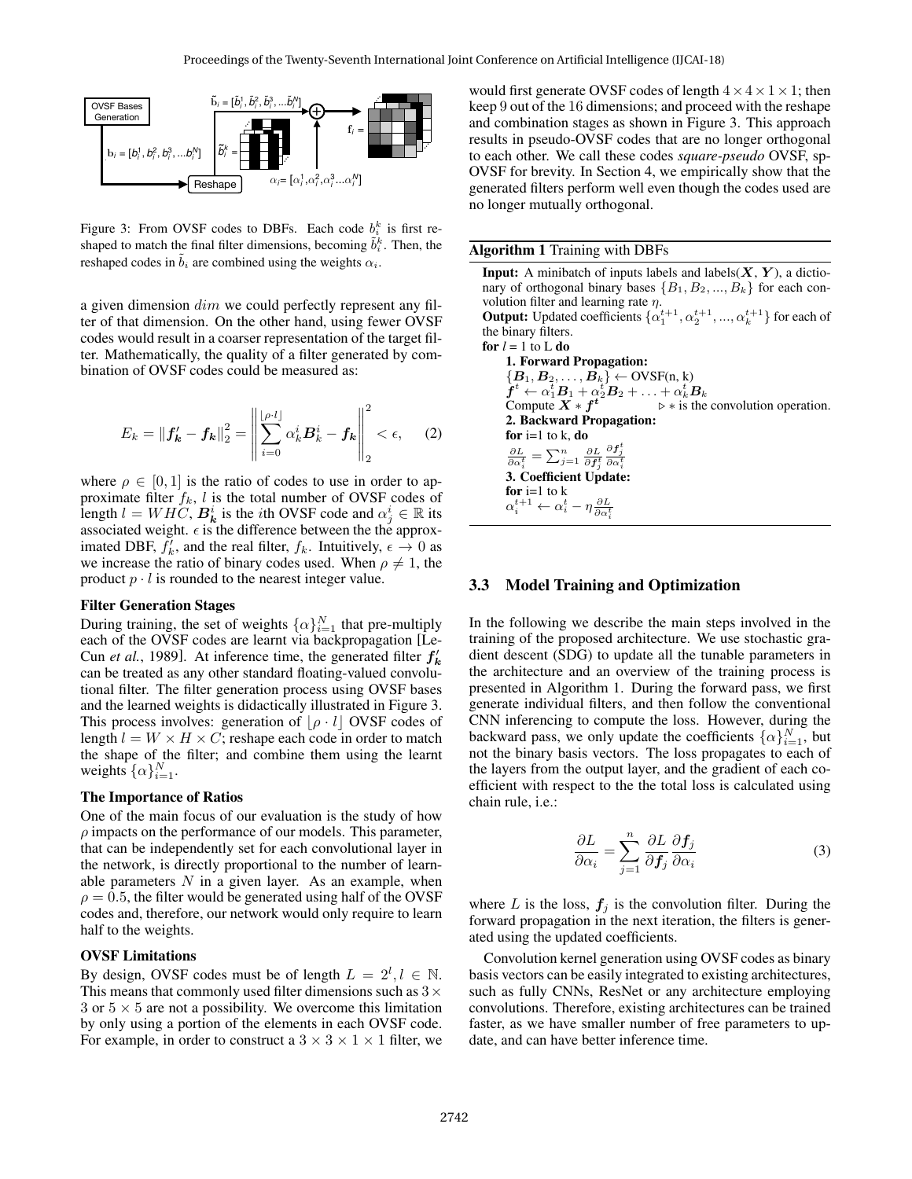Figure 3: From OVSF codes to DBFs. Each code $b_i^k$ is first reshaped to match the final filter dimensions, becoming $\tilde{b}_i^k$. Then, the reshaped codes in $\tilde{b}_i$ are combined using the weights $\alpha_i$.

a given dimension $dim$ we could perfectly represent any filter of that dimension. On the other hand, using fewer OVSF codes would result in a coarser representation of the target filter. Mathematically, the quality of a filter generated by combination of OVSF codes could be measured as:

$$E_k = \|\boldsymbol{f_k'} - \boldsymbol{f_k}\|_2^2 = \left\| \sum_{i=0}^{\lfloor \rho \cdot l \rfloor} \alpha_k^i \boldsymbol{B}_k^i - \boldsymbol{f_k} \right\|_2^2 < \epsilon, \quad (2)$$

where $\rho \in [0, 1]$ is the ratio of codes to use in order to approximate filter $f_k$, $l$ is the total number of OVSF codes of length $l = WHC$, $\boldsymbol{B_k^i}$ is the $i$th OVSF code and $\alpha_j^i \in \mathbb{R}$ its associated weight. $\epsilon$ is the difference between the the approximated DBF, $f_k'$, and the real filter, $f_k$. Intuitively, $\epsilon \to 0$ as we increase the ratio of binary codes used. When $\rho \neq 1$, the product $p \cdot l$ is rounded to the nearest integer value.

**Filter Generation Stages**

During training, the set of weights $\{\alpha\}_{i=1}^N$ that pre-multiply each of the OVSF codes are learnt via backpropagation [LeCun *et al.*, 1989]. At inference time, the generated filter $\boldsymbol{f_k'}$ can be treated as any other standard floating-valued convolutional filter. The filter generation process using OVSF bases and the learned weights is didactically illustrated in Figure 3. This process involves: generation of $\lfloor \rho \cdot l \rfloor$ OVSF codes of length $l = W \times H \times C$; reshape each code in order to match the shape of the filter; and combine them using the learnt weights $\{\alpha\}_{i=1}^N$.

**The Importance of Ratios**

One of the main focus of our evaluation is the study of how $\rho$ impacts on the performance of our models. This parameter, that can be independently set for each convolutional layer in the network, is directly proportional to the number of learnable parameters $N$ in a given layer. As an example, when $\rho = 0.5$, the filter would be generated using half of the OVSF codes and, therefore, our network would only require to learn half to the weights.

**OVSF Limitations**

By design, OVSF codes must be of length $L = 2^l, l \in \mathbb{N}$. This means that commonly used filter dimensions such as $3 \times 3$ or $5 \times 5$ are not a possibility. We overcome this limitation by only using a portion of the elements in each OVSF code. For example, in order to construct a $3 \times 3 \times 1 \times 1$ filter, we would first generate OVSF codes of length $4 \times 4 \times 1 \times 1$; then keep 9 out of the 16 dimensions; and proceed with the reshape and combination stages as shown in Figure 3. This approach results in pseudo-OVSF codes that are no longer orthogonal to each other. We call these codes *square-pseudo* OVSF, sp-OVSF for brevity. In Section 4, we empirically show that the generated filters perform well even though the codes used are no longer mutually orthogonal.

**Algorithm 1** Training with DBFs

**Input:** A minibatch of inputs labels and labels($\boldsymbol{X}$, $\boldsymbol{Y}$), a dictionary of orthogonal binary bases $\{B_1, B_2, ..., B_k\}$ for each convolution filter and learning rate $\eta$.
**Output:** Updated coefficients $\{\alpha_1^{t+1}, \alpha_2^{t+1}, ..., \alpha_k^{t+1}\}$ for each of the binary filters.
**for** $l$ = 1 to L **do**
  **1. Forward Propagation:**
  $\{\boldsymbol{B}_1, \boldsymbol{B}_2, \ldots, \boldsymbol{B}_k\} \leftarrow$ OVSF(n, k)
  $\boldsymbol{f}^t \leftarrow \alpha_1^t \boldsymbol{B}_1 + \alpha_2^t \boldsymbol{B}_2 + \ldots + \alpha_k^t \boldsymbol{B}_k$
  Compute $\boldsymbol{X} * \boldsymbol{f^t}$ ▷ $*$ is the convolution operation.
  **2. Backward Propagation:**
  **for** i=1 to k, **do**
  $\frac{\partial L}{\partial \alpha_i^t} = \sum_{j=1}^n \frac{\partial L}{\partial \boldsymbol{f}_j^t} \frac{\partial \boldsymbol{f}_j^t}{\partial \alpha_i^t}$
  **3. Coefficient Update:**
  **for** i=1 to k
  $\alpha_i^{t+1} \leftarrow \alpha_i^t - \eta \frac{\partial L}{\partial \alpha_i^t}$

### 3.3 Model Training and Optimization

In the following we describe the main steps involved in the training of the proposed architecture. We use stochastic gradient descent (SDG) to update all the tunable parameters in the architecture and an overview of the training process is presented in Algorithm 1. During the forward pass, we first generate individual filters, and then follow the conventional CNN inferencing to compute the loss. However, during the backward pass, we only update the coefficients $\{\alpha\}_{i=1}^N$, but not the binary basis vectors. The loss propagates to each of the layers from the output layer, and the gradient of each coefficient with respect to the the total loss is calculated using chain rule, i.e.:

$$\frac{\partial L}{\partial \alpha_i} = \sum_{j=1}^n \frac{\partial L}{\partial \boldsymbol{f}_j} \frac{\partial \boldsymbol{f}_j}{\partial \alpha_i} \quad (3)$$

where $L$ is the loss, $\boldsymbol{f}_j$ is the convolution filter. During the forward propagation in the next iteration, the filters is generated using the updated coefficients.

Convolution kernel generation using OVSF codes as binary basis vectors can be easily integrated to existing architectures, such as fully CNNs, ResNet or any architecture employing convolutions. Therefore, existing architectures can be trained faster, as we have smaller number of free parameters to update, and can have better inference time.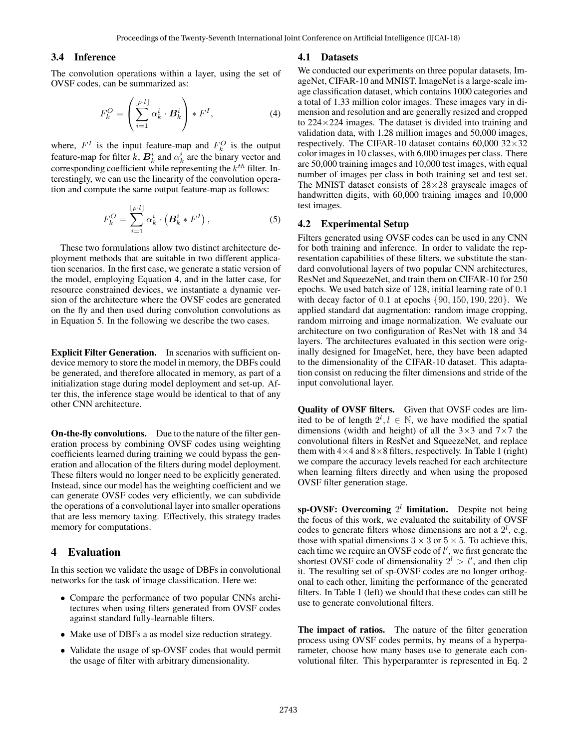### 3.4 Inference

The convolution operations within a layer, using the set of OVSF codes, can be summarized as:

$$F_k^O = \left( \sum_{i=1}^{\lfloor \rho \cdot l \rfloor} \alpha_k^i \cdot \boldsymbol{B}_k^i \right) * F^I, \tag{4}$$

where, $F^I$ is the input feature-map and $F_k^O$ is the output feature-map for filter $k$, $\boldsymbol{B}_k^i$ and $\alpha_k^i$ are the binary vector and corresponding coefficient while representing the $k^{th}$ filter. Interestingly, we can use the linearity of the convolution operation and compute the same output feature-map as follows:

$$F_k^O = \sum_{i=1}^{\lfloor \rho \cdot l \rfloor} \alpha_k^i \cdot \left( \boldsymbol{B}_k^i * F^I \right), \tag{5}$$

These two formulations allow two distinct architecture deployment methods that are suitable in two different application scenarios. In the first case, we generate a static version of the model, employing Equation 4, and in the latter case, for resource constrained devices, we instantiate a dynamic version of the architecture where the OVSF codes are generated on the fly and then used during convolution convolutions as in Equation 5. In the following we describe the two cases.

**Explicit Filter Generation.** In scenarios with sufficient on-device memory to store the model in memory, the DBFs could be generated, and therefore allocated in memory, as part of a initialization stage during model deployment and set-up. After this, the inference stage would be identical to that of any other CNN architecture.

**On-the-fly convolutions.** Due to the nature of the filter generation process by combining OVSF codes using weighting coefficients learned during training we could bypass the generation and allocation of the filters during model deployment. These filters would no longer need to be explicitly generated. Instead, since our model has the weighting coefficient and we can generate OVSF codes very efficiently, we can subdivide the operations of a convolutional layer into smaller operations that are less memory taxing. Effectively, this strategy trades memory for computations.

## 4 Evaluation

In this section we validate the usage of DBFs in convolutional networks for the task of image classification. Here we:

- Compare the performance of two popular CNNs architectures when using filters generated from OVSF codes against standard fully-learnable filters.
- Make use of DBFs a as model size reduction strategy.
- Validate the usage of sp-OVSF codes that would permit the usage of filter with arbitrary dimensionality.

### 4.1 Datasets

We conducted our experiments on three popular datasets, ImageNet, CIFAR-10 and MNIST. ImageNet is a large-scale image classification dataset, which contains 1000 categories and a total of 1.33 million color images. These images vary in dimension and resolution and are generally resized and cropped to 224×224 images. The dataset is divided into training and validation data, with 1.28 million images and 50,000 images, respectively. The CIFAR-10 dataset contains 60,000 32×32 color images in 10 classes, with 6,000 images per class. There are 50,000 training images and 10,000 test images, with equal number of images per class in both training set and test set. The MNIST dataset consists of 28×28 grayscale images of handwritten digits, with 60,000 training images and 10,000 test images.

### 4.2 Experimental Setup

Filters generated using OVSF codes can be used in any CNN for both training and inference. In order to validate the representation capabilities of these filters, we substitute the standard convolutional layers of two popular CNN architectures, ResNet and SqueezeNet, and train them on CIFAR-10 for 250 epochs. We used batch size of 128, initial learning rate of $0.1$ with decay factor of $0.1$ at epochs $\{90, 150, 190, 220\}$. We applied standard dat augmentation: random image cropping, random mirroing and image normalization. We evaluate our architecture on two configuration of ResNet with 18 and 34 layers. The architectures evaluated in this section were originally designed for ImageNet, here, they have been adapted to the dimensionality of the CIFAR-10 dataset. This adaptation consist on reducing the filter dimensions and stride of the input convolutional layer.

**Quality of OVSF filters.** Given that OVSF codes are limited to be of length $2^l, l \in \mathbb{N}$, we have modified the spatial dimensions (width and height) of all the 3×3 and 7×7 the convolutional filters in ResNet and SqueezeNet, and replace them with 4×4 and 8×8 filters, respectively. In Table 1 (right) we compare the accuracy levels reached for each architecture when learning filters directly and when using the proposed OVSF filter generation stage.

**sp-OVSF: Overcoming $2^l$ limitation.** Despite not being the focus of this work, we evaluated the suitability of OVSF codes to generate filters whose dimensions are not a $2^l$, e.g. those with spatial dimensions $3 \times 3$ or $5 \times 5$. To achieve this, each time we require an OVSF code of $l'$, we first generate the shortest OVSF code of dimensionality $2^l > l'$, and then clip it. The resulting set of sp-OVSF codes are no longer orthogonal to each other, limiting the performance of the generated filters. In Table 1 (left) we should that these codes can still be use to generate convolutional filters.

**The impact of ratios.** The nature of the filter generation process using OVSF codes permits, by means of a hyperparameter, choose how many bases use to generate each convolutional filter. This hyperparamter is represented in Eq. 2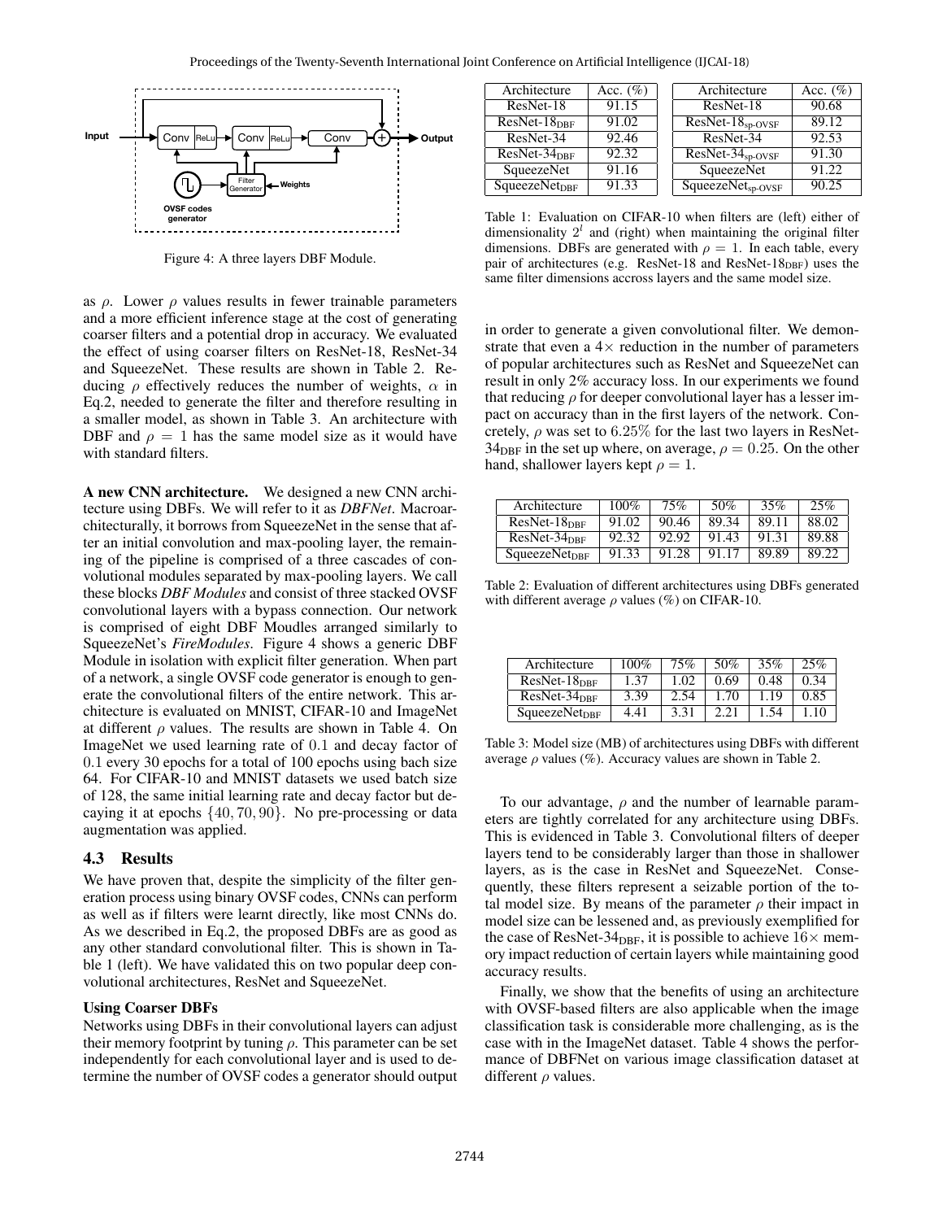Figure 4: A three layers DBF Module.

as $\rho$. Lower $\rho$ values results in fewer trainable parameters and a more efficient inference stage at the cost of generating coarser filters and a potential drop in accuracy. We evaluated the effect of using coarser filters on ResNet-18, ResNet-34 and SqueezeNet. These results are shown in Table 2. Reducing $\rho$ effectively reduces the number of weights, $\alpha$ in Eq.2, needed to generate the filter and therefore resulting in a smaller model, as shown in Table 3. An architecture with DBF and $\rho = 1$ has the same model size as it would have with standard filters.

**A new CNN architecture.** We designed a new CNN architecture using DBFs. We will refer to it as *DBFNet*. Macroarchitecturally, it borrows from SqueezeNet in the sense that after an initial convolution and max-pooling layer, the remaining of the pipeline is comprised of a three cascades of convolutional modules separated by max-pooling layers. We call these blocks *DBF Modules* and consist of three stacked OVSF convolutional layers with a bypass connection. Our network is comprised of eight DBF Moudles arranged similarly to SqueezeNet's *FireModules*. Figure 4 shows a generic DBF Module in isolation with explicit filter generation. When part of a network, a single OVSF code generator is enough to generate the convolutional filters of the entire network. This architecture is evaluated on MNIST, CIFAR-10 and ImageNet at different $\rho$ values. The results are shown in Table 4. On ImageNet we used learning rate of 0.1 and decay factor of 0.1 every 30 epochs for a total of 100 epochs using bach size 64. For CIFAR-10 and MNIST datasets we used batch size of 128, the same initial learning rate and decay factor but decaying it at epochs $\{40, 70, 90\}$. No pre-processing or data augmentation was applied.

### 4.3 Results

We have proven that, despite the simplicity of the filter generation process using binary OVSF codes, CNNs can perform as well as if filters were learnt directly, like most CNNs do. As we described in Eq.2, the proposed DBFs are as good as any other standard convolutional filter. This is shown in Table 1 (left). We have validated this on two popular deep convolutional architectures, ResNet and SqueezeNet.

#### Using Coarser DBFs

Networks using DBFs in their convolutional layers can adjust their memory footprint by tuning $\rho$. This parameter can be set independently for each convolutional layer and is used to determine the number of OVSF codes a generator should output in order to generate a given convolutional filter. We demonstrate that even a 4× reduction in the number of parameters of popular architectures such as ResNet and SqueezeNet can result in only 2% accuracy loss. In our experiments we found that reducing $\rho$ for deeper convolutional layer has a lesser impact on accuracy than in the first layers of the network. Concretely, $\rho$ was set to 6.25% for the last two layers in ResNet-$34_{\text{DBF}}$ in the set up where, on average, $\rho = 0.25$. On the other hand, shallower layers kept $\rho = 1$.

| Architecture | Acc. (%) |
|---|---|
| ResNet-18 | 91.15 |
| ResNet-$18_{\text{DBF}}$ | 91.02 |
| ResNet-34 | 92.46 |
| ResNet-$34_{\text{DBF}}$ | 92.32 |
| SqueezeNet | 91.16 |
| $\text{SqueezeNet}_{\text{DBF}}$ | 91.33 |

| Architecture | Acc. (%) |
|---|---|
| ResNet-18 | 90.68 |
| ResNet-$18_{\text{sp-OVSF}}$ | 89.12 |
| ResNet-34 | 92.53 |
| ResNet-$34_{\text{sp-OVSF}}$ | 91.30 |
| SqueezeNet | 91.22 |
| $\text{SqueezeNet}_{\text{sp-OVSF}}$ | 90.25 |

Table 1: Evaluation on CIFAR-10 when filters are (left) either of dimensionality $2^l$ and (right) when maintaining the original filter dimensions. DBFs are generated with $\rho = 1$. In each table, every pair of architectures (e.g. ResNet-18 and ResNet-$18_{\text{DBF}}$) uses the same filter dimensions accross layers and the same model size.

| Architecture | 100% | 75% | 50% | 35% | 25% |
|---|---|---|---|---|---|
| ResNet-$18_{\text{DBF}}$ | 91.02 | 90.46 | 89.34 | 89.11 | 88.02 |
| ResNet-$34_{\text{DBF}}$ | 92.32 | 92.92 | 91.43 | 91.31 | 89.88 |
| $\text{SqueezeNet}_{\text{DBF}}$ | 91.33 | 91.28 | 91.17 | 89.89 | 89.22 |

Table 2: Evaluation of different architectures using DBFs generated with different average $\rho$ values (%) on CIFAR-10.

| Architecture | 100% | 75% | 50% | 35% | 25% |
|---|---|---|---|---|---|
| ResNet-$18_{\text{DBF}}$ | 1.37 | 1.02 | 0.69 | 0.48 | 0.34 |
| ResNet-$34_{\text{DBF}}$ | 3.39 | 2.54 | 1.70 | 1.19 | 0.85 |
| $\text{SqueezeNet}_{\text{DBF}}$ | 4.41 | 3.31 | 2.21 | 1.54 | 1.10 |

Table 3: Model size (MB) of architectures using DBFs with different average $\rho$ values (%). Accuracy values are shown in Table 2.

To our advantage, $\rho$ and the number of learnable parameters are tightly correlated for any architecture using DBFs. This is evidenced in Table 3. Convolutional filters of deeper layers tend to be considerably larger than those in shallower layers, as is the case in ResNet and SqueezeNet. Consequently, these filters represent a seizable portion of the total model size. By means of the parameter $\rho$ their impact in model size can be lessened and, as previously exemplified for the case of ResNet-$34_{\text{DBF}}$, it is possible to achieve 16× memory impact reduction of certain layers while maintaining good accuracy results.

Finally, we show that the benefits of using an architecture with OVSF-based filters are also applicable when the image classification task is considerable more challenging, as is the case with in the ImageNet dataset. Table 4 shows the performance of DBFNet on various image classification dataset at different $\rho$ values.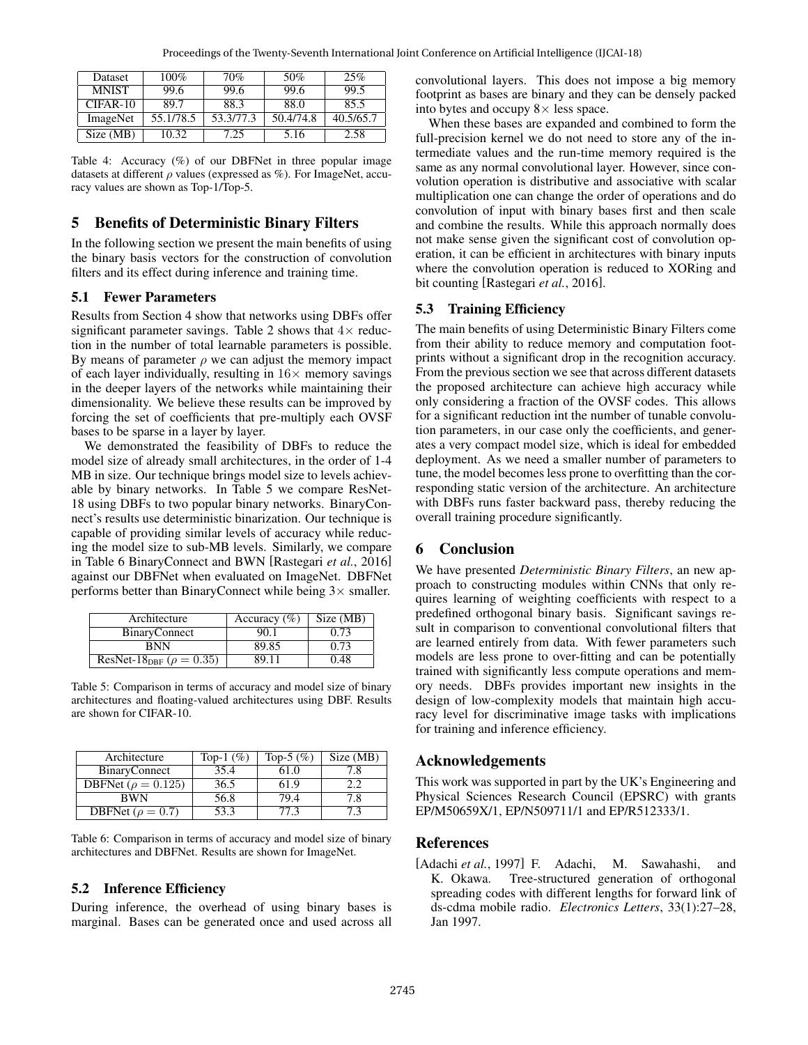| Dataset | 100% | 70% | 50% | 25% |
|---|---|---|---|---|
| MNIST | 99.6 | 99.6 | 99.6 | 99.5 |
| CIFAR-10 | 89.7 | 88.3 | 88.0 | 85.5 |
| ImageNet | 55.1/78.5 | 53.3/77.3 | 50.4/74.8 | 40.5/65.7 |
| Size (MB) | 10.32 | 7.25 | 5.16 | 2.58 |

Table 4: Accuracy (%) of our DBFNet in three popular image datasets at different $\rho$ values (expressed as %). For ImageNet, accuracy values are shown as Top-1/Top-5.

## 5 Benefits of Deterministic Binary Filters

In the following section we present the main benefits of using the binary basis vectors for the construction of convolution filters and its effect during inference and training time.

### 5.1 Fewer Parameters

Results from Section 4 show that networks using DBFs offer significant parameter savings. Table 2 shows that $4\times$ reduction in the number of total learnable parameters is possible. By means of parameter $\rho$ we can adjust the memory impact of each layer individually, resulting in $16\times$ memory savings in the deeper layers of the networks while maintaining their dimensionality. We believe these results can be improved by forcing the set of coefficients that pre-multiply each OVSF bases to be sparse in a layer by layer.

We demonstrated the feasibility of DBFs to reduce the model size of already small architectures, in the order of 1-4 MB in size. Our technique brings model size to levels achievable by binary networks. In Table 5 we compare ResNet-18 using DBFs to two popular binary networks. BinaryConnect's results use deterministic binarization. Our technique is capable of providing similar levels of accuracy while reducing the model size to sub-MB levels. Similarly, we compare in Table 6 BinaryConnect and BWN [Rastegari *et al.*, 2016] against our DBFNet when evaluated on ImageNet. DBFNet performs better than BinaryConnect while being $3\times$ smaller.

| Architecture | Accuracy (%) | Size (MB) |
|---|---|---|
| BinaryConnect | 90.1 | 0.73 |
| BNN | 89.85 | 0.73 |
| ResNet-18$_{\text{DBF}}$ ($\rho = 0.35$) | 89.11 | 0.48 |

Table 5: Comparison in terms of accuracy and model size of binary architectures and floating-valued architectures using DBF. Results are shown for CIFAR-10.

| Architecture | Top-1 (%) | Top-5 (%) | Size (MB) |
|---|---|---|---|
| BinaryConnect | 35.4 | 61.0 | 7.8 |
| DBFNet ($\rho = 0.125$) | 36.5 | 61.9 | 2.2 |
| BWN | 56.8 | 79.4 | 7.8 |
| DBFNet ($\rho = 0.7$) | 53.3 | 77.3 | 7.3 |

Table 6: Comparison in terms of accuracy and model size of binary architectures and DBFNet. Results are shown for ImageNet.

### 5.2 Inference Efficiency

During inference, the overhead of using binary bases is marginal. Bases can be generated once and used across all convolutional layers. This does not impose a big memory footprint as bases are binary and they can be densely packed into bytes and occupy $8\times$ less space.

When these bases are expanded and combined to form the full-precision kernel we do not need to store any of the intermediate values and the run-time memory required is the same as any normal convolutional layer. However, since convolution operation is distributive and associative with scalar multiplication one can change the order of operations and do convolution of input with binary bases first and then scale and combine the results. While this approach normally does not make sense given the significant cost of convolution operation, it can be efficient in architectures with binary inputs where the convolution operation is reduced to XORing and bit counting [Rastegari *et al.*, 2016].

### 5.3 Training Efficiency

The main benefits of using Deterministic Binary Filters come from their ability to reduce memory and computation footprints without a significant drop in the recognition accuracy. From the previous section we see that across different datasets the proposed architecture can achieve high accuracy while only considering a fraction of the OVSF codes. This allows for a significant reduction int the number of tunable convolution parameters, in our case only the coefficients, and generates a very compact model size, which is ideal for embedded deployment. As we need a smaller number of parameters to tune, the model becomes less prone to overfitting than the corresponding static version of the architecture. An architecture with DBFs runs faster backward pass, thereby reducing the overall training procedure significantly.

## 6 Conclusion

We have presented *Deterministic Binary Filters*, an new approach to constructing modules within CNNs that only requires learning of weighting coefficients with respect to a predefined orthogonal binary basis. Significant savings result in comparison to conventional convolutional filters that are learned entirely from data. With fewer parameters such models are less prone to over-fitting and can be potentially trained with significantly less compute operations and memory needs. DBFs provides important new insights in the design of low-complexity models that maintain high accuracy level for discriminative image tasks with implications for training and inference efficiency.

## Acknowledgements

This work was supported in part by the UK's Engineering and Physical Sciences Research Council (EPSRC) with grants EP/M50659X/1, EP/N509711/1 and EP/R512333/1.

## References

[Adachi *et al.*, 1997] F. Adachi, M. Sawahashi, and K. Okawa. Tree-structured generation of orthogonal spreading codes with different lengths for forward link of ds-cdma mobile radio. *Electronics Letters*, 33(1):27–28, Jan 1997.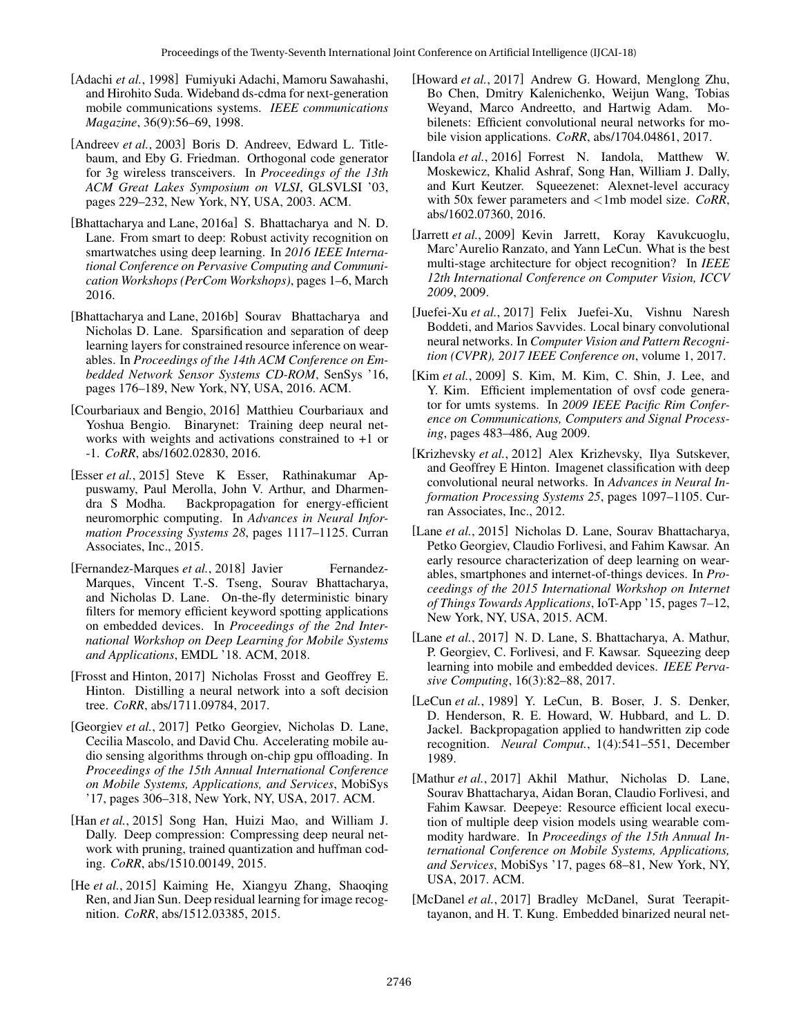[Adachi *et al.*, 1998] Fumiyuki Adachi, Mamoru Sawahashi, and Hirohito Suda. Wideband ds-cdma for next-generation mobile communications systems. *IEEE communications Magazine*, 36(9):56–69, 1998.

[Andreev *et al.*, 2003] Boris D. Andreev, Edward L. Titlebaum, and Eby G. Friedman. Orthogonal code generator for 3g wireless transceivers. In *Proceedings of the 13th ACM Great Lakes Symposium on VLSI*, GLSVLSI '03, pages 229–232, New York, NY, USA, 2003. ACM.

[Bhattacharya and Lane, 2016a] S. Bhattacharya and N. D. Lane. From smart to deep: Robust activity recognition on smartwatches using deep learning. In *2016 IEEE International Conference on Pervasive Computing and Communication Workshops (PerCom Workshops)*, pages 1–6, March 2016.

[Bhattacharya and Lane, 2016b] Sourav Bhattacharya and Nicholas D. Lane. Sparsification and separation of deep learning layers for constrained resource inference on wearables. In *Proceedings of the 14th ACM Conference on Embedded Network Sensor Systems CD-ROM*, SenSys '16, pages 176–189, New York, NY, USA, 2016. ACM.

[Courbariaux and Bengio, 2016] Matthieu Courbariaux and Yoshua Bengio. Binarynet: Training deep neural networks with weights and activations constrained to +1 or -1. *CoRR*, abs/1602.02830, 2016.

[Esser *et al.*, 2015] Steve K Esser, Rathinakumar Appuswamy, Paul Merolla, John V. Arthur, and Dharmendra S Modha. Backpropagation for energy-efficient neuromorphic computing. In *Advances in Neural Information Processing Systems 28*, pages 1117–1125. Curran Associates, Inc., 2015.

[Fernandez-Marques *et al.*, 2018] Javier Fernandez-Marques, Vincent T.-S. Tseng, Sourav Bhattacharya, and Nicholas D. Lane. On-the-fly deterministic binary filters for memory efficient keyword spotting applications on embedded devices. In *Proceedings of the 2nd International Workshop on Deep Learning for Mobile Systems and Applications*, EMDL '18. ACM, 2018.

[Frosst and Hinton, 2017] Nicholas Frosst and Geoffrey E. Hinton. Distilling a neural network into a soft decision tree. *CoRR*, abs/1711.09784, 2017.

[Georgiev *et al.*, 2017] Petko Georgiev, Nicholas D. Lane, Cecilia Mascolo, and David Chu. Accelerating mobile audio sensing algorithms through on-chip gpu offloading. In *Proceedings of the 15th Annual International Conference on Mobile Systems, Applications, and Services*, MobiSys '17, pages 306–318, New York, NY, USA, 2017. ACM.

[Han *et al.*, 2015] Song Han, Huizi Mao, and William J. Dally. Deep compression: Compressing deep neural network with pruning, trained quantization and huffman coding. *CoRR*, abs/1510.00149, 2015.

[He *et al.*, 2015] Kaiming He, Xiangyu Zhang, Shaoqing Ren, and Jian Sun. Deep residual learning for image recognition. *CoRR*, abs/1512.03385, 2015.

[Howard *et al.*, 2017] Andrew G. Howard, Menglong Zhu, Bo Chen, Dmitry Kalenichenko, Weijun Wang, Tobias Weyand, Marco Andreetto, and Hartwig Adam. Mobilenets: Efficient convolutional neural networks for mobile vision applications. *CoRR*, abs/1704.04861, 2017.

[Iandola *et al.*, 2016] Forrest N. Iandola, Matthew W. Moskewicz, Khalid Ashraf, Song Han, William J. Dally, and Kurt Keutzer. Squeezenet: Alexnet-level accuracy with 50x fewer parameters and <1mb model size. *CoRR*, abs/1602.07360, 2016.

[Jarrett *et al.*, 2009] Kevin Jarrett, Koray Kavukcuoglu, Marc'Aurelio Ranzato, and Yann LeCun. What is the best multi-stage architecture for object recognition? In *IEEE 12th International Conference on Computer Vision, ICCV 2009*, 2009.

[Juefei-Xu *et al.*, 2017] Felix Juefei-Xu, Vishnu Naresh Boddeti, and Marios Savvides. Local binary convolutional neural networks. In *Computer Vision and Pattern Recognition (CVPR), 2017 IEEE Conference on*, volume 1, 2017.

[Kim *et al.*, 2009] S. Kim, M. Kim, C. Shin, J. Lee, and Y. Kim. Efficient implementation of ovsf code generator for umts systems. In *2009 IEEE Pacific Rim Conference on Communications, Computers and Signal Processing*, pages 483–486, Aug 2009.

[Krizhevsky *et al.*, 2012] Alex Krizhevsky, Ilya Sutskever, and Geoffrey E Hinton. Imagenet classification with deep convolutional neural networks. In *Advances in Neural Information Processing Systems 25*, pages 1097–1105. Curran Associates, Inc., 2012.

[Lane *et al.*, 2015] Nicholas D. Lane, Sourav Bhattacharya, Petko Georgiev, Claudio Forlivesi, and Fahim Kawsar. An early resource characterization of deep learning on wearables, smartphones and internet-of-things devices. In *Proceedings of the 2015 International Workshop on Internet of Things Towards Applications*, IoT-App '15, pages 7–12, New York, NY, USA, 2015. ACM.

[Lane *et al.*, 2017] N. D. Lane, S. Bhattacharya, A. Mathur, P. Georgiev, C. Forlivesi, and F. Kawsar. Squeezing deep learning into mobile and embedded devices. *IEEE Pervasive Computing*, 16(3):82–88, 2017.

[LeCun *et al.*, 1989] Y. LeCun, B. Boser, J. S. Denker, D. Henderson, R. E. Howard, W. Hubbard, and L. D. Jackel. Backpropagation applied to handwritten zip code recognition. *Neural Comput.*, 1(4):541–551, December 1989.

[Mathur *et al.*, 2017] Akhil Mathur, Nicholas D. Lane, Sourav Bhattacharya, Aidan Boran, Claudio Forlivesi, and Fahim Kawsar. Deepeye: Resource efficient local execution of multiple deep vision models using wearable commodity hardware. In *Proceedings of the 15th Annual International Conference on Mobile Systems, Applications, and Services*, MobiSys '17, pages 68–81, New York, NY, USA, 2017. ACM.

[McDanel *et al.*, 2017] Bradley McDanel, Surat Teerapittayanon, and H. T. Kung. Embedded binarized neural net-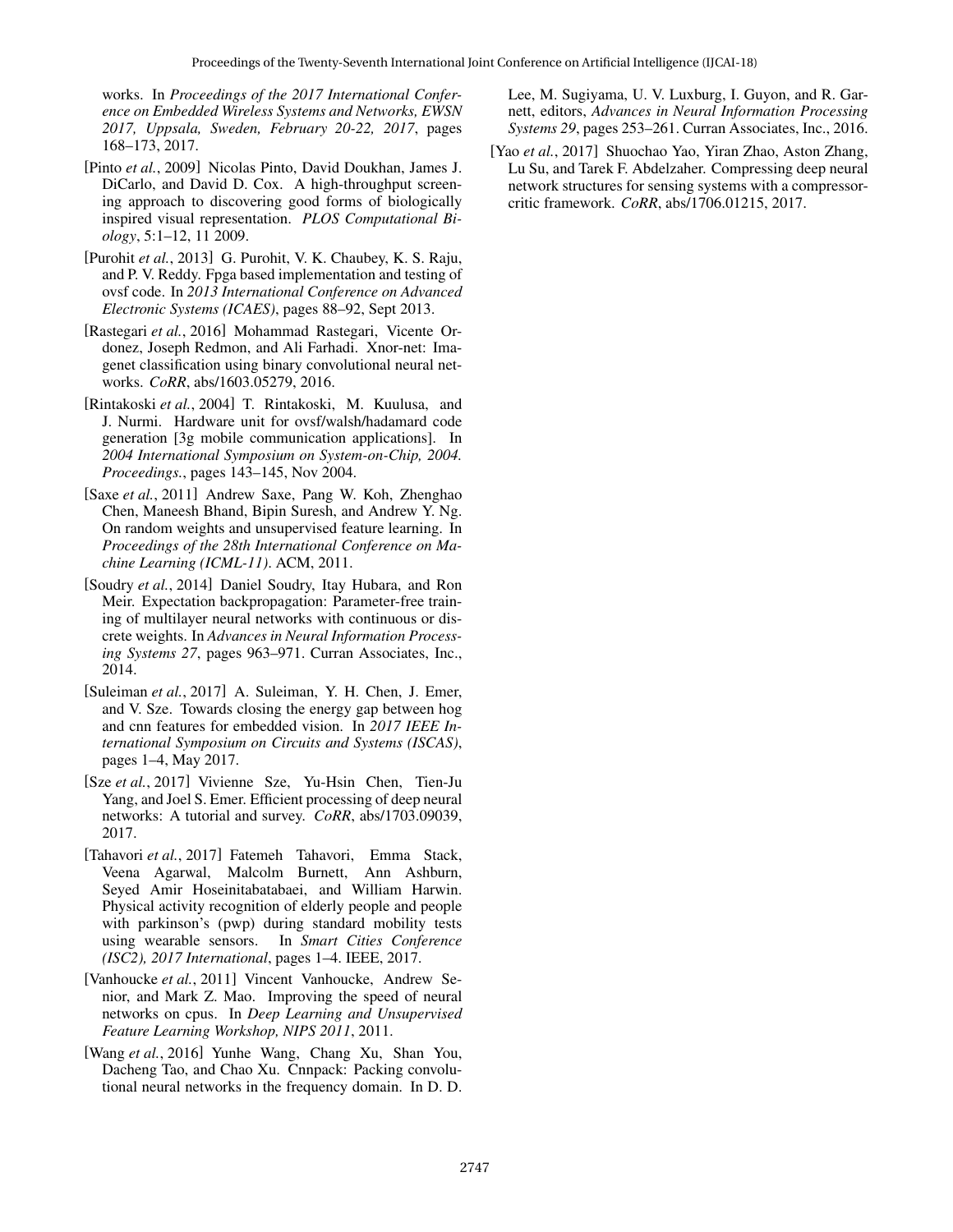works. In *Proceedings of the 2017 International Conference on Embedded Wireless Systems and Networks, EWSN 2017, Uppsala, Sweden, February 20-22, 2017*, pages 168–173, 2017.

[Pinto *et al.*, 2009] Nicolas Pinto, David Doukhan, James J. DiCarlo, and David D. Cox. A high-throughput screening approach to discovering good forms of biologically inspired visual representation. *PLOS Computational Biology*, 5:1–12, 11 2009.

[Purohit *et al.*, 2013] G. Purohit, V. K. Chaubey, K. S. Raju, and P. V. Reddy. Fpga based implementation and testing of ovsf code. In *2013 International Conference on Advanced Electronic Systems (ICAES)*, pages 88–92, Sept 2013.

[Rastegari *et al.*, 2016] Mohammad Rastegari, Vicente Ordonez, Joseph Redmon, and Ali Farhadi. Xnor-net: Imagenet classification using binary convolutional neural networks. *CoRR*, abs/1603.05279, 2016.

[Rintakoski *et al.*, 2004] T. Rintakoski, M. Kuulusa, and J. Nurmi. Hardware unit for ovsf/walsh/hadamard code generation [3g mobile communication applications]. In *2004 International Symposium on System-on-Chip, 2004. Proceedings.*, pages 143–145, Nov 2004.

[Saxe *et al.*, 2011] Andrew Saxe, Pang W. Koh, Zhenghao Chen, Maneesh Bhand, Bipin Suresh, and Andrew Y. Ng. On random weights and unsupervised feature learning. In *Proceedings of the 28th International Conference on Machine Learning (ICML-11)*. ACM, 2011.

[Soudry *et al.*, 2014] Daniel Soudry, Itay Hubara, and Ron Meir. Expectation backpropagation: Parameter-free training of multilayer neural networks with continuous or discrete weights. In *Advances in Neural Information Processing Systems 27*, pages 963–971. Curran Associates, Inc., 2014.

[Suleiman *et al.*, 2017] A. Suleiman, Y. H. Chen, J. Emer, and V. Sze. Towards closing the energy gap between hog and cnn features for embedded vision. In *2017 IEEE International Symposium on Circuits and Systems (ISCAS)*, pages 1–4, May 2017.

[Sze *et al.*, 2017] Vivienne Sze, Yu-Hsin Chen, Tien-Ju Yang, and Joel S. Emer. Efficient processing of deep neural networks: A tutorial and survey. *CoRR*, abs/1703.09039, 2017.

[Tahavori *et al.*, 2017] Fatemeh Tahavori, Emma Stack, Veena Agarwal, Malcolm Burnett, Ann Ashburn, Seyed Amir Hoseinitabatabaei, and William Harwin. Physical activity recognition of elderly people and people with parkinson's (pwp) during standard mobility tests using wearable sensors. In *Smart Cities Conference (ISC2), 2017 International*, pages 1–4. IEEE, 2017.

[Vanhoucke *et al.*, 2011] Vincent Vanhoucke, Andrew Senior, and Mark Z. Mao. Improving the speed of neural networks on cpus. In *Deep Learning and Unsupervised Feature Learning Workshop, NIPS 2011*, 2011.

[Wang *et al.*, 2016] Yunhe Wang, Chang Xu, Shan You, Dacheng Tao, and Chao Xu. Cnnpack: Packing convolutional neural networks in the frequency domain. In D. D. Lee, M. Sugiyama, U. V. Luxburg, I. Guyon, and R. Garnett, editors, *Advances in Neural Information Processing Systems 29*, pages 253–261. Curran Associates, Inc., 2016.

[Yao *et al.*, 2017] Shuochao Yao, Yiran Zhao, Aston Zhang, Lu Su, and Tarek F. Abdelzaher. Compressing deep neural network structures for sensing systems with a compressor-critic framework. *CoRR*, abs/1706.01215, 2017.